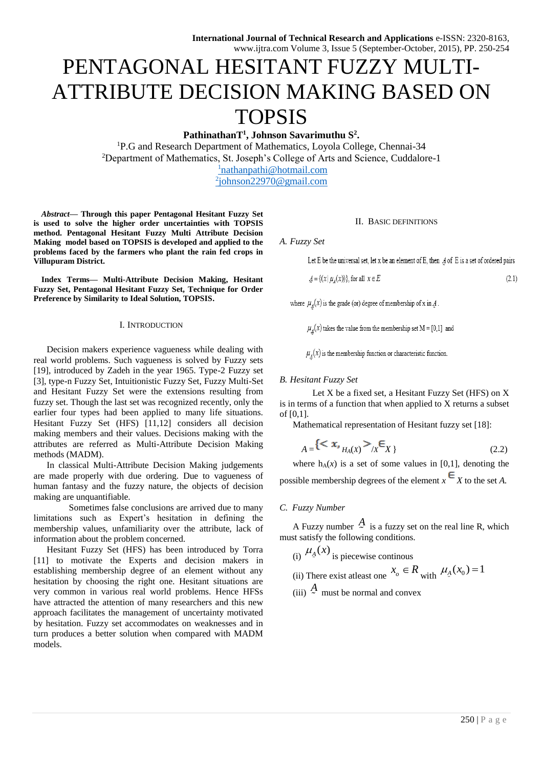# PENTAGONAL HESITANT FUZZY MULTI-ATTRIBUTE DECISION MAKING BASED ON TOPSIS

**PathinathanT[1], Johnson Savarimuthu S[2].**

[1]P.G and Research Department of Mathematics, Loyola College, Chennai-34
[2]Department of Mathematics, St. Joseph's College of Arts and Science, Cuddalore-1
[1]nathanpathi@hotmail.com
[2]johnson22970@gmail.com

***Abstract*— Through this paper Pentagonal Hesitant Fuzzy Set is used to solve the higher order uncertainties with TOPSIS method. Pentagonal Hesitant Fuzzy Multi Attribute Decision Making model based on TOPSIS is developed and applied to the problems faced by the farmers who plant the rain fed crops in Villupuram District.**

**Index Terms— Multi-Attribute Decision Making, Hesitant Fuzzy Set, Pentagonal Hesitant Fuzzy Set, Technique for Order Preference by Similarity to Ideal Solution, TOPSIS.**

## I. Introduction

Decision makers experience vagueness while dealing with real world problems. Such vagueness is solved by Fuzzy sets [19], introduced by Zadeh in the year 1965. Type-2 Fuzzy set [3], type-n Fuzzy Set, Intuitionistic Fuzzy Set, Fuzzy Multi-Set and Hesitant Fuzzy Set were the extensions resulting from fuzzy set. Though the last set was recognized recently, only the earlier four types had been applied to many life situations. Hesitant Fuzzy Set (HFS) [11,12] considers all decision making members and their values. Decisions making with the attributes are referred as Multi-Attribute Decision Making methods (MADM).

In classical Multi-Attribute Decision Making judgements are made properly with due ordering. Due to vagueness of human fantasy and the fuzzy nature, the objects of decision making are unquantifiable.

Sometimes false conclusions are arrived due to many limitations such as Expert's hesitation in defining the membership values, unfamiliarity over the attribute, lack of information about the problem concerned.

Hesitant Fuzzy Set (HFS) has been introduced by Torra [11] to motivate the Experts and decision makers in establishing membership degree of an element without any hesitation by choosing the right one. Hesitant situations are very common in various real world problems. Hence HFSs have attracted the attention of many researchers and this new approach facilitates the management of uncertainty motivated by hesitation. Fuzzy set accommodates on weaknesses and in turn produces a better solution when compared with MADM models.

## II. Basic Definitions

### A. Fuzzy Set

Let E be the universal set, let x be an element of E, then $\underset{\sim}{A}$ of E is a set of ordered pairs

$$\underset{\sim}{A} = \{(x \mid \mu_{\underset{\sim}{A}}(x))\}, \text{ for all } x \in E \tag{2.1}$$

where $\mu_{\underset{\sim}{A}}(x)$ is the grade (or) degree of membership of x in $\underset{\sim}{A}$.

$\mu_{\underset{\sim}{A}}(x)$ takes the value from the membership set M = [0,1] and

$\mu_{\underset{\sim}{A}}(x)$ is the membership function or characteristic function.

### B. Hesitant Fuzzy Set

Let X be a fixed set, a Hesitant Fuzzy Set (HFS) on X is in terms of a function that when applied to X returns a subset of [0,1].

Mathematical representation of Hesitant fuzzy set [18]:

$$A = \{< x, h_A(x) > / x \in X\} \tag{2.2}$$

where $h_A(x)$ is a set of some values in [0,1], denoting the possible membership degrees of the element $x \in X$ to the set *A.*

### C. Fuzzy Number

A Fuzzy number $\underset{\sim}{A}$ is a fuzzy set on the real line R, which must satisfy the following conditions.

(i) $\mu_{\underset{\sim}{A}}(x)$ is piecewise continous

(ii) There exist atleast one $x_o \in R$ with $\mu_{\underset{\sim}{A}}(x_0) = 1$

(iii) $\underset{\sim}{A}$ must be normal and convex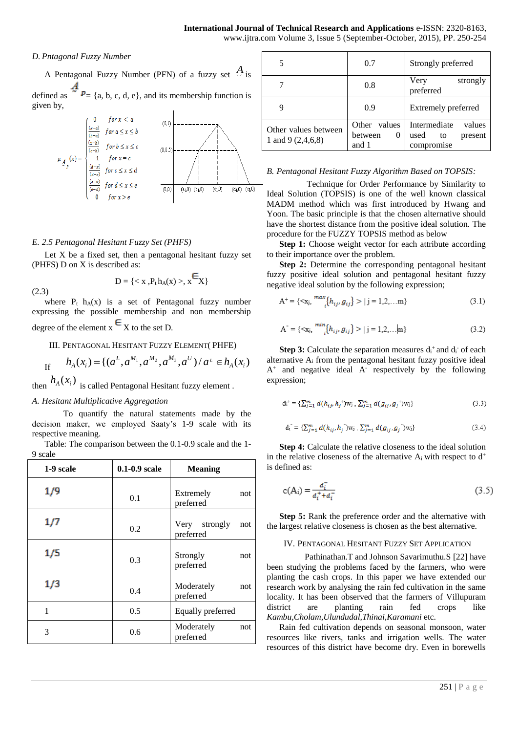### D. Pntagonal Fuzzy Number

A Pentagonal Fuzzy Number (PFN) of a fuzzy set $\tilde{A}$ is defined as $\tilde{A}_P = \{a, b, c, d, e\}$, and its membership function is given by,

$$\mu_{\tilde{A}_P}(x) = \begin{cases} 0 & for\ x < a \\ \frac{(x-a)}{(b-a)} & for\ a \le x \le b \\ \frac{(x-b)}{(c-b)} & for\ b \le x \le c \\ 1 & for\ x = c \\ \frac{(d-x)}{(d-c)} & for\ c \le x \le d \\ \frac{(e-x)}{(e-d)} & for\ d \le x \le e \\ 0 & for\ x > e \end{cases}$$

### E. 2.5 Pentagonal Hesitant Fuzzy Set (PHFS)

Let X be a fixed set, then a pentagonal hesitant fuzzy set (PHFS) D on X is described as:

$$D = \{< x , P_t\, h_A(x) >, x \in X\}$$

(2.3)

where $P_t\, h_A(x)$ is a set of Pentagonal fuzzy number expressing the possible membership and non membership degree of the element x $\in$ X to the set D.

## III. Pentagonal Hesitant Fuzzy Element( PHFE)

If $h_A(x_i) = \{(a^L, a^{M_1}, a^{M_2}, a^{M_3}, a^U) / a^L \in h_A(x_i)$

then $h_A(x_i)$ is called Pentagonal Hesitant fuzzy element .

### A. Hesitant Multiplicative Aggregation

To quantify the natural statements made by the decision maker, we employed Saaty's 1-9 scale with its respective meaning.

Table: The comparison between the 0.1-0.9 scale and the 1-9 scale

| 1-9 scale | 0.1-0.9 scale | Meaning |
|---|---|---|
| 1/9 | 0.1 | Extremely not preferred |
| 1/7 | 0.2 | Very strongly not preferred |
| 1/5 | 0.3 | Strongly not preferred |
| 1/3 | 0.4 | Moderately not preferred |
| 1 | 0.5 | Equally preferred |
| 3 | 0.6 | Moderately not preferred |
| 5 | 0.7 | Strongly preferred |
| 7 | 0.8 | Very strongly preferred |
| 9 | 0.9 | Extremely preferred |
| Other values between 1 and 9 (2,4,6,8) | Other values between 0 and 1 | Intermediate values used to present compromise |

### B. Pentagonal Hesitant Fuzzy Algorithm Based on TOPSIS:

Technique for Order Performance by Similarity to Ideal Solution (TOPSIS) is one of the well known classical MADM method which was first introduced by Hwang and Yoon. The basic principle is that the chosen alternative should have the shortest distance from the positive ideal solution. The procedure for the FUZZY TOPSIS method as below

**Step 1:** Choose weight vector for each attribute according to their importance over the problem.

**Step 2:** Determine the corresponding pentagonal hesitant fuzzy positive ideal solution and pentagonal hesitant fuzzy negative ideal solution by the following expression;

$$A^+ = \{<x_j, \max_i\{h_{ij}, g_{ij}\} > | j = 1,2,\ldots m\} \tag{3.1}$$

$$A^- = \{<x_j, \min_i\{h_{ij}, g_{ij}\} > | j = 1,2,\ldots m\} \tag{3.2}$$

**Step 3:** Calculate the separation measures $d_i^+$ and $d_i^-$ of each alternative $A_i$ from the pentagonal hesitant fuzzy positive ideal $A^+$ and negative ideal $A^-$ respectively by the following expression;

$$d_i^+ = \{\textstyle\sum_{j=1}^m d(h_{ij}, h_j^+) w_j\, ,\, \sum_{j=1}^m d(g_{ij}, g_j^+) w_j\} \tag{3.3}$$

$$d_i^- = \{\textstyle\sum_{j=1}^m d(h_{ij}, h_j^-) w_j\, ,\, \sum_{j=1}^m d(g_{ij}, g_j^-) w_j\} \tag{3.4}$$

**Step 4:** Calculate the relative closeness to the ideal solution in the relative closeness of the alternative $A_i$ with respect to $d^+$ is defined as:

$$c(A_i) = \frac{d_i^-}{d_i^+ + d_i^-} \tag{3.5}$$

**Step 5:** Rank the preference order and the alternative with the largest relative closeness is chosen as the best alternative.

## IV. Pentagonal Hesitant Fuzzy Set Application

Pathinathan.T and Johnson Savarimuthu.S [22] have been studying the problems faced by the farmers, who were planting the cash crops. In this paper we have extended our research work by analysing the rain fed cultivation in the same locality. It has been observed that the farmers of Villupuram district are planting rain fed crops like *Kambu,Cholam,Ulundudal,Thinai,Karamani* etc.

Rain fed cultivation depends on seasonal monsoon, water resources like rivers, tanks and irrigation wells. The water resources of this district have become dry. Even in borewells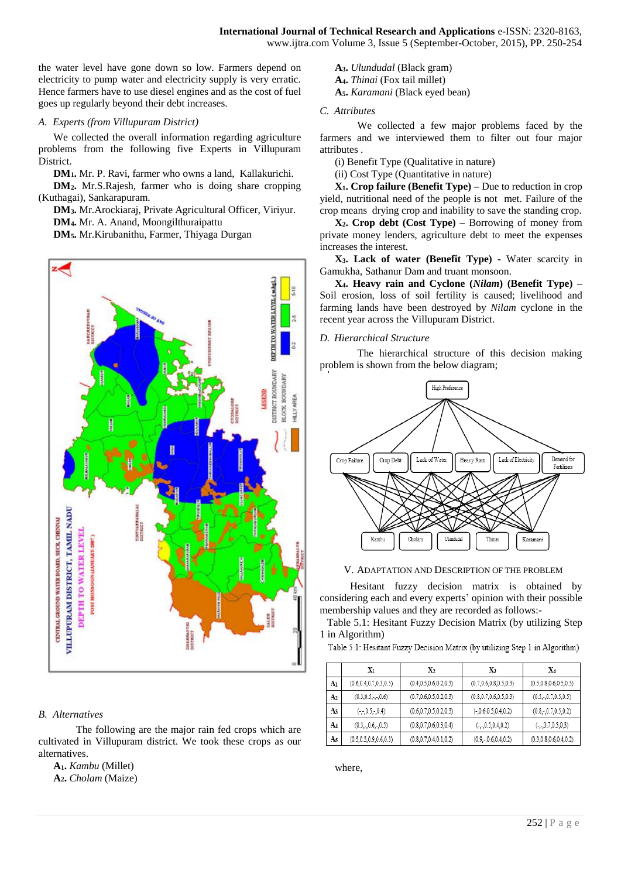the water level have gone down so low. Farmers depend on electricity to pump water and electricity supply is very erratic. Hence farmers have to use diesel engines and as the cost of fuel goes up regularly beyond their debt increases.

### A. *Experts (from Villupuram District)*

We collected the overall information regarding agriculture problems from the following five Experts in Villupuram District.

**$DM_1$.** Mr. P. Ravi, farmer who owns a land, Kallakurichi.

**$DM_2$.** Mr.S.Rajesh, farmer who is doing share cropping (Kuthagai), Sankarapuram.

**$DM_3$.** Mr.Arockiaraj, Private Agricultural Officer, Viriyur.

**$DM_4$.** Mr. A. Anand, Moongilthuraipattu

**$DM_5$.** Mr.Kirubanithu, Farmer, Thiyaga Durgan

### B. *Alternatives*

The following are the major rain fed crops which are cultivated in Villupuram district. We took these crops as our alternatives.

**$A_1$.** *Kambu* (Millet)

**$A_2$.** *Cholam* (Maize)

**$A_3$.** *Ulundudal* (Black gram)

**$A_4$.** *Thinai* (Fox tail millet)

**$A_5$.** *Karamani* (Black eyed bean)

### C. *Attributes*

We collected a few major problems faced by the farmers and we interviewed them to filter out four major attributes .

(i) Benefit Type (Qualitative in nature)

(ii) Cost Type (Quantitative in nature)

**$X_1$. Crop failure (Benefit Type)** – Due to reduction in crop yield, nutritional need of the people is not met. Failure of the crop means drying crop and inability to save the standing crop.

**$X_2$. Crop debt (Cost Type)** – Borrowing of money from private money lenders, agriculture debt to meet the expenses increases the interest.

**$X_3$. Lack of water (Benefit Type)** - Water scarcity in Gamukha, Sathanur Dam and truant monsoon.

**$X_4$. Heavy rain and Cyclone (*Nilam*) (Benefit Type)** – Soil erosion, loss of soil fertility is caused; livelihood and farming lands have been destroyed by *Nilam* cyclone in the recent year across the Villupuram District.

### D. *Hierarchical Structure*

The hierarchical structure of this decision making problem is shown from the below diagram;

High Preference

Crop Failure | Crop Debt | Lack of Water | Heavy Rain | Lack of Electricity | Demand for Fertilizers

Kambu | Cholam | Ulundudal | Thinai | Karamani

## V. Adaptation and Description of the Problem

Hesitant fuzzy decision matrix is obtained by considering each and every experts' opinion with their possible membership values and they are recorded as follows:-

Table 5.1: Hesitant Fuzzy Decision Matrix (by utilizing Step 1 in Algorithm)

|  | $X_1$ | $X_2$ | $X_3$ | $X_4$ |
|---|---|---|---|---|
| $A_1$ | (0.6,0.4,0.7,0.3,0.5) | (0.4,0.5,0.6,0.2,0.3) | (0.7,0.6,0.8,0.5,0.3) | (0.5,0.8,0.6,0.5,0.3) |
| $A_2$ | (0.3,0.5,-,-,0.6) | (0.7,0.6,0.5,0.2,0.3) | (0.8,0.7,0.6,0.5,0.3) | (0.5,-,0.7,0.5,0.5) |
| $A_3$ | (-,-,0.5,-,0.4) | (0.6,0.7,0.5,0.2,0.3) | (-,0.6,0.5,0.4,0.2) | (0.8,-,0.7,0.5,0.2) |
| $A_4$ | (0.5,-,0.6,-,0.5) | (0.8,0.7,0.6,0.3,0.4) | (-,-,0.5,0.4,0.2) | (-,-,0.7,0.5,0.3) |
| $A_5$ | (0.5,0.3,0.9,0.6,0.3) | (0.8,0.7,0.4,0.1,0.2) | (0.9,-,0.6,0.4,0.2) | (0.3,0.8,0.6,0.4,0.2) |

where,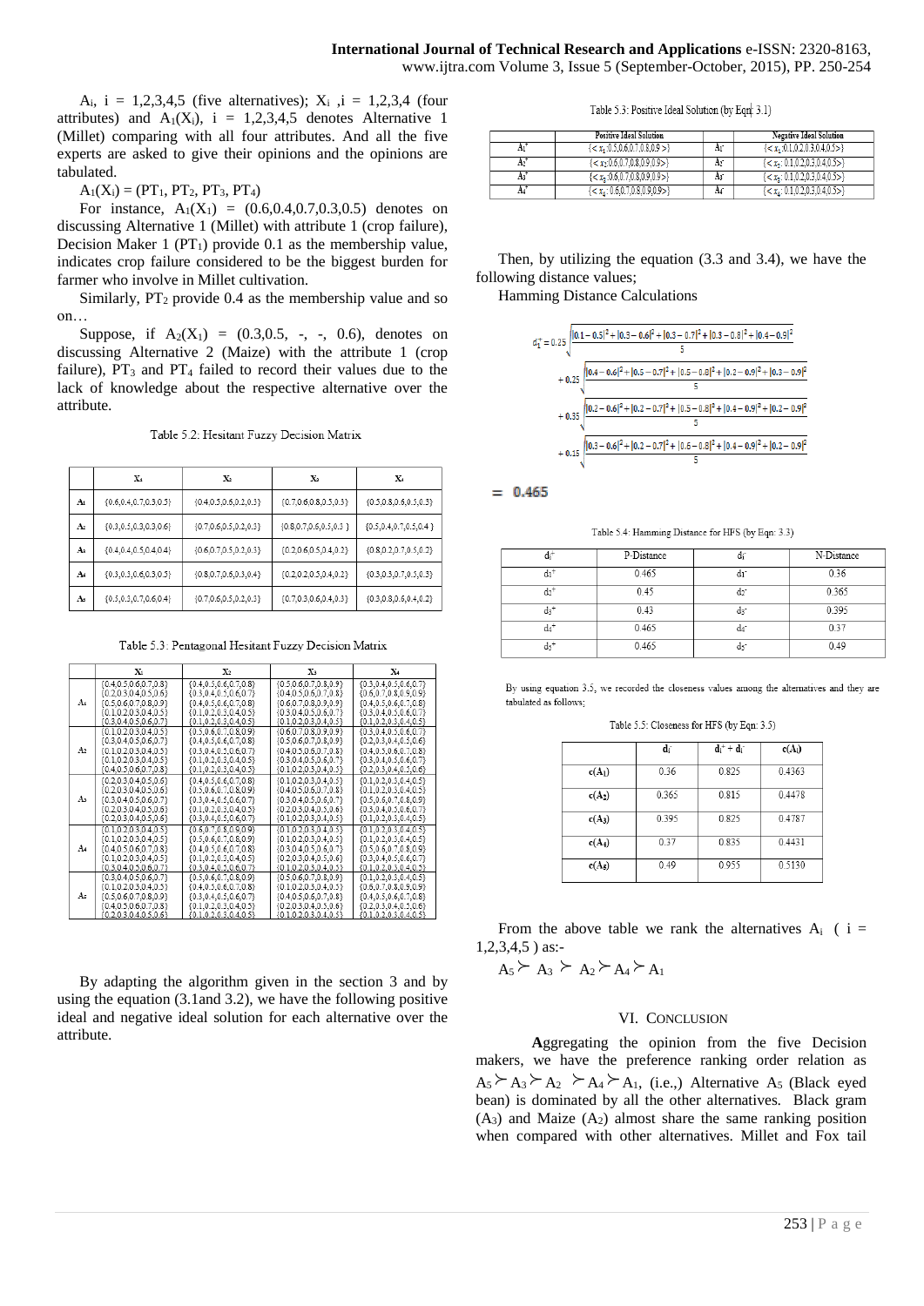$A_i$, $i = 1,2,3,4,5$ (five alternatives); $X_i$ ,$i = 1,2,3,4$ (four attributes) and $A_1(X_i)$, $i = 1,2,3,4,5$ denotes Alternative 1 (Millet) comparing with all four attributes. And all the five experts are asked to give their opinions and the opinions are tabulated.

$A_1(X_i) = (PT_1, PT_2, PT_3, PT_4)$

For instance, $A_1(X_1) = (0.6,0.4,0.7,0.3,0.5)$ denotes on discussing Alternative 1 (Millet) with attribute 1 (crop failure), Decision Maker 1 ($PT_1$) provide 0.1 as the membership value, indicates crop failure considered to be the biggest burden for farmer who involve in Millet cultivation.

Similarly, $PT_2$ provide 0.4 as the membership value and so on…

Suppose, if $A_2(X_1) = (0.3,0.5, -, -, 0.6)$, denotes on discussing Alternative 2 (Maize) with the attribute 1 (crop failure), $PT_3$ and $PT_4$ failed to record their values due to the lack of knowledge about the respective alternative over the attribute.

Table 5.2: Hesitant Fuzzy Decision Matrix

| | $X_1$ | $X_2$ | $X_3$ | $X_4$ |
|---|---|---|---|---|
| $A_1$ | {0.6,0.4,0.7,0.3,0.5} | {0.4,0.5,0.6,0.2,0.3} | {0.7,0.6,0.8,0.5,0.3} | {0.5,0.8,0.6,0.5,0.3} |
| $A_2$ | {0.3,0.5,0.3,0.3,0.6} | {0.7,0.6,0.5,0.2,0.3} | {0.8,0.7,0.6,0.5,0.3} | {0.5,0.4,0.7,0.5,0.4} |
| $A_3$ | {0.4,0.4,0.5,0.4,0.4} | {0.6,0.7,0.5,0.2,0.3} | {0.2,0.6,0.5,0.4,0.2} | {0.8,0.2,0.7,0.5,0.2} |
| $A_4$ | {0.3,0.3,0.6,0.3,0.5} | {0.8,0.7,0.6,0.3,0.4} | {0.2,0.2,0.5,0.4,0.2} | {0.3,0.3,0.7,0.5,0.3} |
| $A_5$ | {0.5,0.3,0.7,0.6,0.4} | {0.7,0.6,0.5,0.2,0.3} | {0.7,0.3,0.6,0.4,0.3} | {0.3,0.8,0.6,0.4,0.2} |

Table 5.3: Pentagonal Hesitant Fuzzy Decision Matrix

| | $X_1$ | $X_2$ | $X_3$ | $X_4$ |
|---|---|---|---|---|
| $A_1$ | {0.4,0.5,0.6,0.7,0.8} {0.2,0.3,0.4,0.5,0.6} {0.5,0.6,0.7,0.8,0.9} {0.1,0.2,0.3,0.4,0.5} {0.3,0.4,0.5,0.6,0.7} | {0.4,0.5,0.6,0.7,0.8} {0.3,0.4,0.5,0.6,0.7} {0.4,0.5,0.6,0.7,0.8} {0.1,0.2,0.3,0.4,0.5} {0.1,0.2,0.3,0.4,0.5} | {0.5,0.6,0.7,0.8,0.9} {0.4,0.5,0.6,0.7,0.8} {0.6,0.7,0.8,0.9,0.9} {0.3,0.4,0.5,0.6,0.7} {0.1,0.2,0.3,0.4,0.5} | {0.3,0.4,0.5,0.6,0.7} {0.6,0.7,0.8,0.9,0.9} {0.4,0.5,0.6,0.7,0.8} {0.3,0.4,0.5,0.6,0.7} {0.1,0.2,0.3,0.4,0.5} |
| $A_2$ | {0.1,0.2,0.3,0.4,0.5} {0.3,0.4,0.5,0.6,0.7} {0.1,0.2,0.3,0.4,0.5} {0.1,0.2,0.3,0.4,0.5} {0.4,0.5,0.6,0.7,0.8} | {0.5,0.6,0.7,0.8,0.9} {0.4,0.5,0.6,0.7,0.8} {0.3,0.4,0.5,0.6,0.7} {0.1,0.2,0.3,0.4,0.5} {0.1,0.2,0.3,0.4,0.5} | {0.6,0.7,0.8,0.9,0.9} {0.5,0.6,0.7,0.8,0.9} {0.4,0.5,0.6,0.7,0.8} {0.3,0.4,0.5,0.6,0.7} {0.1,0.2,0.3,0.4,0.5} | {0.3,0.4,0.5,0.6,0.7} {0.2,0.3,0.4,0.5,0.6} {0.4,0.5,0.6,0.7,0.8} {0.3,0.4,0.5,0.6,0.7} {0.2,0.3,0.4,0.5,0.6} |
| $A_3$ | {0.2,0.3,0.4,0.5,0.6} {0.2,0.3,0.4,0.5,0.6} {0.3,0.4,0.5,0.6,0.7} {0.2,0.3,0.4,0.5,0.6} {0.2,0.3,0.4,0.5,0.6} | {0.4,0.5,0.6,0.7,0.8} {0.5,0.6,0.7,0.8,0.9} {0.3,0.4,0.5,0.6,0.7} {0.1,0.2,0.3,0.4,0.5} {0.3,0.4,0.5,0.6,0.7} | {0.1,0.2,0.3,0.4,0.5} {0.4,0.5,0.6,0.7,0.8} {0.3,0.4,0.5,0.6,0.7} {0.2,0.3,0.4,0.5,0.6} {0.1,0.2,0.3,0.4,0.5} | {0.1,0.2,0.3,0.4,0.5} {0.1,0.2,0.3,0.4,0.5} {0.5,0.6,0.7,0.8,0.9} {0.3,0.4,0.5,0.6,0.7} {0.1,0.2,0.3,0.4,0.5} |
| $A_4$ | {0.1,0.2,0.3,0.4,0.5} {0.1,0.2,0.3,0.4,0.5} {0.4,0.5,0.6,0.7,0.8} {0.1,0.2,0.3,0.4,0.5} {0.3,0.4,0.5,0.6,0.7} | {0.6,0.7,0.8,0.9,0.9} {0.5,0.6,0.7,0.8,0.9} {0.4,0.5,0.6,0.7,0.8} {0.1,0.2,0.3,0.4,0.5} {0.3,0.4,0.5,0.6,0.7} | {0.1,0.2,0.3,0.4,0.5} {0.1,0.2,0.3,0.4,0.5} {0.3,0.4,0.5,0.6,0.7} {0.2,0.3,0.4,0.5,0.6} {0.1,0.2,0.3,0.4,0.5} | {0.1,0.2,0.3,0.4,0.5} {0.1,0.2,0.3,0.4,0.5} {0.5,0.6,0.7,0.8,0.9} {0.3,0.4,0.5,0.6,0.7} {0.1,0.2,0.3,0.4,0.5} |
| $A_5$ | {0.3,0.4,0.5,0.6,0.7} {0.1,0.2,0.3,0.4,0.5} {0.5,0.6,0.7,0.8,0.9} {0.4,0.5,0.6,0.7,0.8} {0.2,0.3,0.4,0.5,0.6} | {0.5,0.6,0.7,0.8,0.9} {0.4,0.5,0.6,0.7,0.8} {0.3,0.4,0.5,0.6,0.7} {0.1,0.2,0.3,0.4,0.5} {0.1,0.2,0.3,0.4,0.5} | {0.5,0.6,0.7,0.8,0.9} {0.1,0.2,0.3,0.4,0.5} {0.4,0.5,0.6,0.7,0.8} {0.2,0.3,0.4,0.5,0.6} {0.1,0.2,0.3,0.4,0.5} | {0.1,0.2,0.3,0.4,0.5} {0.6,0.7,0.8,0.9,0.9} {0.4,0.5,0.6,0.7,0.8} {0.2,0.3,0.4,0.5,0.6} {0.1,0.2,0.3,0.4,0.5} |

By adapting the algorithm given in the section 3 and by using the equation (3.1and 3.2), we have the following positive ideal and negative ideal solution for each alternative over the attribute.

Table 5.3: Positive Ideal Solution (by Eqn: 3.1)

| | Positive Ideal Solution | | Negative Ideal Solution |
|---|---|---|---|
| $A_1^+$ | {< $x_1$:0.5,0.6,0.7,0.8,0.9 >} | $A_1^-$ | {< $x_1$:0.1,0.2,0.3,0.4,0.5>} |
| $A_2^+$ | {< $x_2$:0.6,0.7,0.8,0.9,0.9>} | $A_2^-$ | {< $x_2$: 0.1,0.2,0.3,0.4,0.5>} |
| $A_3^+$ | {< $x_3$:0.6,0.7,0.8,0.9,0.9>} | $A_3^-$ | {< $x_3$: 0.1,0.2,0.3,0.4,0.5>} |
| $A_4^+$ | {< $x_4$: 0.6,0.7,0.8,0.9,0.9>} | $A_4^-$ | {< $x_4$: 0.1,0.2,0.3,0.4,0.5>} |

Then, by utilizing the equation (3.3 and 3.4), we have the following distance values;

Hamming Distance Calculations

$$d_1^+ = 0.25\sqrt{\frac{|0.1-0.5|^2+|0.3-0.6|^2+|0.3-0.7|^2+|0.3-0.8|^2+|0.4-0.9|^2}{5}}$$
$$+\,0.25\sqrt{\frac{|0.4-0.6|^2+|0.5-0.7|^2+|0.5-0.8|^2+|0.2-0.9|^2+|0.3-0.9|^2}{5}}$$
$$+\,0.35\sqrt{\frac{|0.2-0.6|^2+|0.2-0.7|^2+|0.5-0.8|^2+|0.4-0.9|^2+|0.2-0.9|^2}{5}}$$
$$+\,0.15\sqrt{\frac{|0.3-0.6|^2+|0.2-0.7|^2+|0.6-0.8|^2+|0.4-0.9|^2+|0.2-0.9|^2}{5}}$$

$$= 0.465$$

Table 5.4: Hamming Distance for HFS (by Eqn: 3.3)

| $d_i^+$ | P-Distance | $d_i^-$ | N-Distance |
|---|---|---|---|
| $d_1^+$ | 0.465 | $d_1^-$ | 0.36 |
| $d_2^+$ | 0.45 | $d_2^-$ | 0.365 |
| $d_3^+$ | 0.43 | $d_3^-$ | 0.395 |
| $d_4^+$ | 0.465 | $d_4^-$ | 0.37 |
| $d_5^+$ | 0.465 | $d_5^-$ | 0.49 |

By using equation 3.5, we recorded the closeness values among the alternatives and they are tabulated as follows;

Table 5.5: Closeness for HFS (by Eqn: 3.5)

| | $d_i^-$ | $d_i^+ + d_i^-$ | $c(A_i)$ |
|---|---|---|---|
| $c(A_1)$ | 0.36 | 0.825 | 0.4363 |
| $c(A_2)$ | 0.365 | 0.815 | 0.4478 |
| $c(A_3)$ | 0.395 | 0.825 | 0.4787 |
| $c(A_4)$ | 0.37 | 0.835 | 0.4431 |
| $c(A_5)$ | 0.49 | 0.955 | 0.5130 |

From the above table we rank the alternatives $A_i$ ( $i = 1,2,3,4,5$ ) as:-

$A_5 \succ A_3 \succ A_2 \succ A_4 \succ A_1$

## VI. Conclusion

**A**ggregating the opinion from the five Decision makers, we have the preference ranking order relation as $A_5 \succ A_3 \succ A_2 \succ A_4 \succ A_1$, (i.e.,) Alternative $A_5$ (Black eyed bean) is dominated by all the other alternatives. Black gram ($A_3$) and Maize ($A_2$) almost share the same ranking position when compared with other alternatives. Millet and Fox tail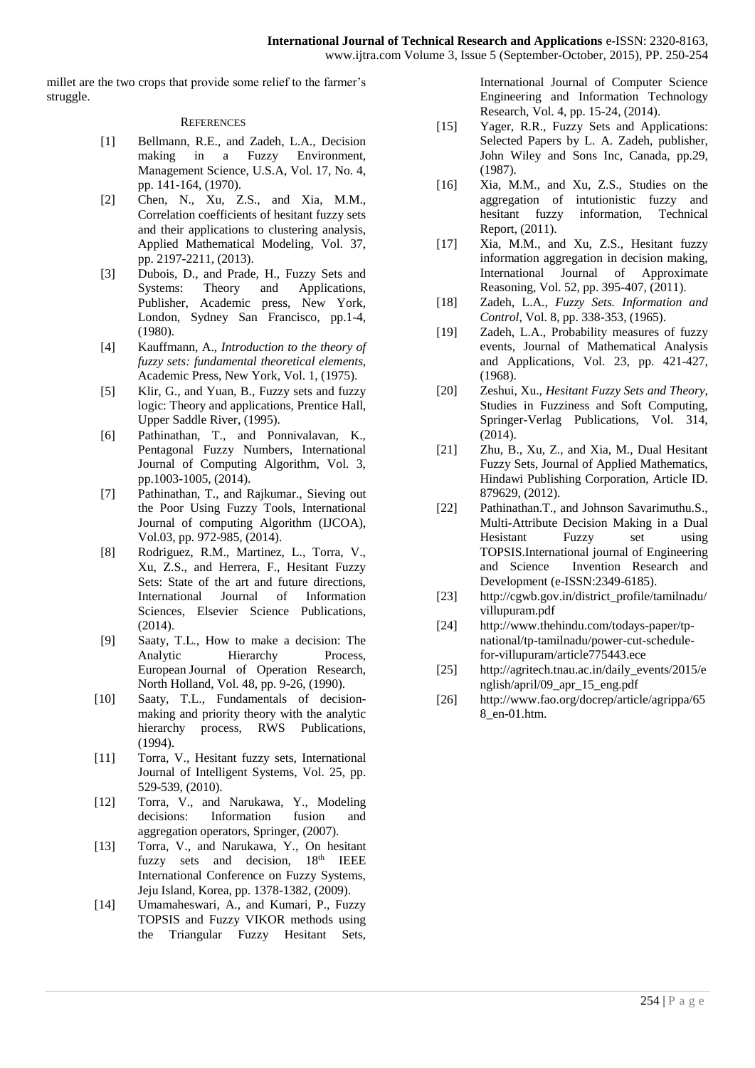millet are the two crops that provide some relief to the farmer's struggle.

## References

[1] Bellmann, R.E., and Zadeh, L.A., Decision making in a Fuzzy Environment, Management Science, U.S.A, Vol. 17, No. 4, pp. 141-164, (1970).

[2] Chen, N., Xu, Z.S., and Xia, M.M., Correlation coefficients of hesitant fuzzy sets and their applications to clustering analysis, Applied Mathematical Modeling, Vol. 37, pp. 2197-2211, (2013).

[3] Dubois, D., and Prade, H., Fuzzy Sets and Systems: Theory and Applications, Publisher, Academic press, New York, London, Sydney San Francisco, pp.1-4, (1980).

[4] Kauffmann, A., *Introduction to the theory of fuzzy sets: fundamental theoretical elements,* Academic Press, New York, Vol. 1, (1975).

[5] Klir, G., and Yuan, B., Fuzzy sets and fuzzy logic: Theory and applications, Prentice Hall, Upper Saddle River, (1995).

[6] Pathinathan, T., and Ponnivalavan, K., Pentagonal Fuzzy Numbers, International Journal of Computing Algorithm, Vol. 3, pp.1003-1005, (2014).

[7] Pathinathan, T., and Rajkumar., Sieving out the Poor Using Fuzzy Tools, International Journal of computing Algorithm (IJCOA), Vol.03, pp. 972-985, (2014).

[8] Rodriguez, R.M., Martinez, L., Torra, V., Xu, Z.S., and Herrera, F., Hesitant Fuzzy Sets: State of the art and future directions, International Journal of Information Sciences, Elsevier Science Publications, (2014).

[9] Saaty, T.L., How to make a decision: The Analytic Hierarchy Process, European Journal of Operation Research, North Holland, Vol. 48, pp. 9-26, (1990).

[10] Saaty, T.L., Fundamentals of decision-making and priority theory with the analytic hierarchy process, RWS Publications, (1994).

[11] Torra, V., Hesitant fuzzy sets, International Journal of Intelligent Systems, Vol. 25, pp. 529-539, (2010).

[12] Torra, V., and Narukawa, Y., Modeling decisions: Information fusion and aggregation operators, Springer, (2007).

[13] Torra, V., and Narukawa, Y., On hesitant fuzzy sets and decision, 18th IEEE International Conference on Fuzzy Systems, Jeju Island, Korea, pp. 1378-1382, (2009).

[14] Umamaheswari, A., and Kumari, P., Fuzzy TOPSIS and Fuzzy VIKOR methods using the Triangular Fuzzy Hesitant Sets, International Journal of Computer Science Engineering and Information Technology Research, Vol. 4, pp. 15-24, (2014).

[15] Yager, R.R., Fuzzy Sets and Applications: Selected Papers by L. A. Zadeh, publisher, John Wiley and Sons Inc, Canada, pp.29, (1987).

[16] Xia, M.M., and Xu, Z.S., Studies on the aggregation of intutionistic fuzzy and hesitant fuzzy information, Technical Report, (2011).

[17] Xia, M.M., and Xu, Z.S., Hesitant fuzzy information aggregation in decision making, International Journal of Approximate Reasoning, Vol. 52, pp. 395-407, (2011).

[18] Zadeh, L.A., *Fuzzy Sets. Information and Control*, Vol. 8, pp. 338-353, (1965).

[19] Zadeh, L.A., Probability measures of fuzzy events, Journal of Mathematical Analysis and Applications, Vol. 23, pp. 421-427, (1968).

[20] Zeshui, Xu., *Hesitant Fuzzy Sets and Theory*, Studies in Fuzziness and Soft Computing, Springer-Verlag Publications, Vol. 314, (2014).

[21] Zhu, B., Xu, Z., and Xia, M., Dual Hesitant Fuzzy Sets, Journal of Applied Mathematics, Hindawi Publishing Corporation, Article ID. 879629, (2012).

[22] Pathinathan.T., and Johnson Savarimuthu.S., Multi-Attribute Decision Making in a Dual Hesistant Fuzzy set using TOPSIS.International journal of Engineering and Science Invention Research and Development (e-ISSN:2349-6185).

[23] http://cgwb.gov.in/district_profile/tamilnadu/villupuram.pdf

[24] http://www.thehindu.com/todays-paper/tp-national/tp-tamilnadu/power-cut-schedule-for-villupuram/article775443.ece

[25] http://agritech.tnau.ac.in/daily_events/2015/english/april/09_apr_15_eng.pdf

[26] http://www.fao.org/docrep/article/agrippa/658_en-01.htm.